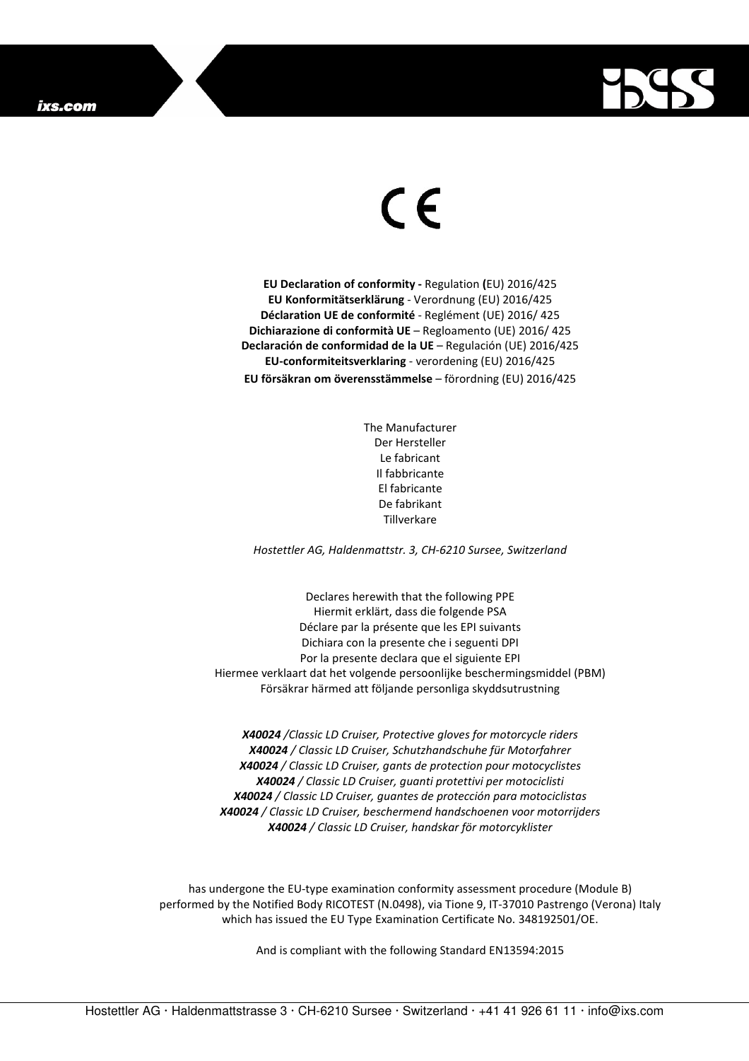CE

**EU Declaration of conformity -** Regulation **(**EU) 2016/425
**EU Konformitätserklärung** - Verordnung (EU) 2016/425
**Déclaration UE de conformité** - Reglément (UE) 2016/ 425
**Dichiarazione di conformità UE** – Regloamento (UE) 2016/ 425
**Declaración de conformidad de la UE** – Regulación (UE) 2016/425
**EU-conformiteitsverklaring** - verordening (EU) 2016/425
**EU försäkran om överensstämmelse** – förordning (EU) 2016/425

The Manufacturer
Der Hersteller
Le fabricant
Il fabbricante
El fabricante
De fabrikant
Tillverkare

*Hostettler AG, Haldenmattstr. 3, CH-6210 Sursee, Switzerland*

Declares herewith that the following PPE
Hiermit erklärt, dass die folgende PSA
Déclare par la présente que les EPI suivants
Dichiara con la presente che i seguenti DPI
Por la presente declara que el siguiente EPI
Hiermee verklaart dat het volgende persoonlijke beschermingsmiddel (PBM)
Försäkrar härmed att följande personliga skyddsutrustning

***X40024** /Classic LD Cruiser, Protective gloves for motorcycle riders*
***X40024** / Classic LD Cruiser, Schutzhandschuhe für Motorfahrer*
***X40024** / Classic LD Cruiser, gants de protection pour motocyclistes*
***X40024** / Classic LD Cruiser, guanti protettivi per motociclisti*
***X40024** / Classic LD Cruiser, guantes de protección para motociclistas*
***X40024** / Classic LD Cruiser, beschermend handschoenen voor motorrijders*
***X40024** / Classic LD Cruiser, handskar för motorcyklister*

has undergone the EU-type examination conformity assessment procedure (Module B) performed by the Notified Body RICOTEST (N.0498), via Tione 9, IT-37010 Pastrengo (Verona) Italy which has issued the EU Type Examination Certificate No. 348192501/OE.

And is compliant with the following Standard EN13594:2015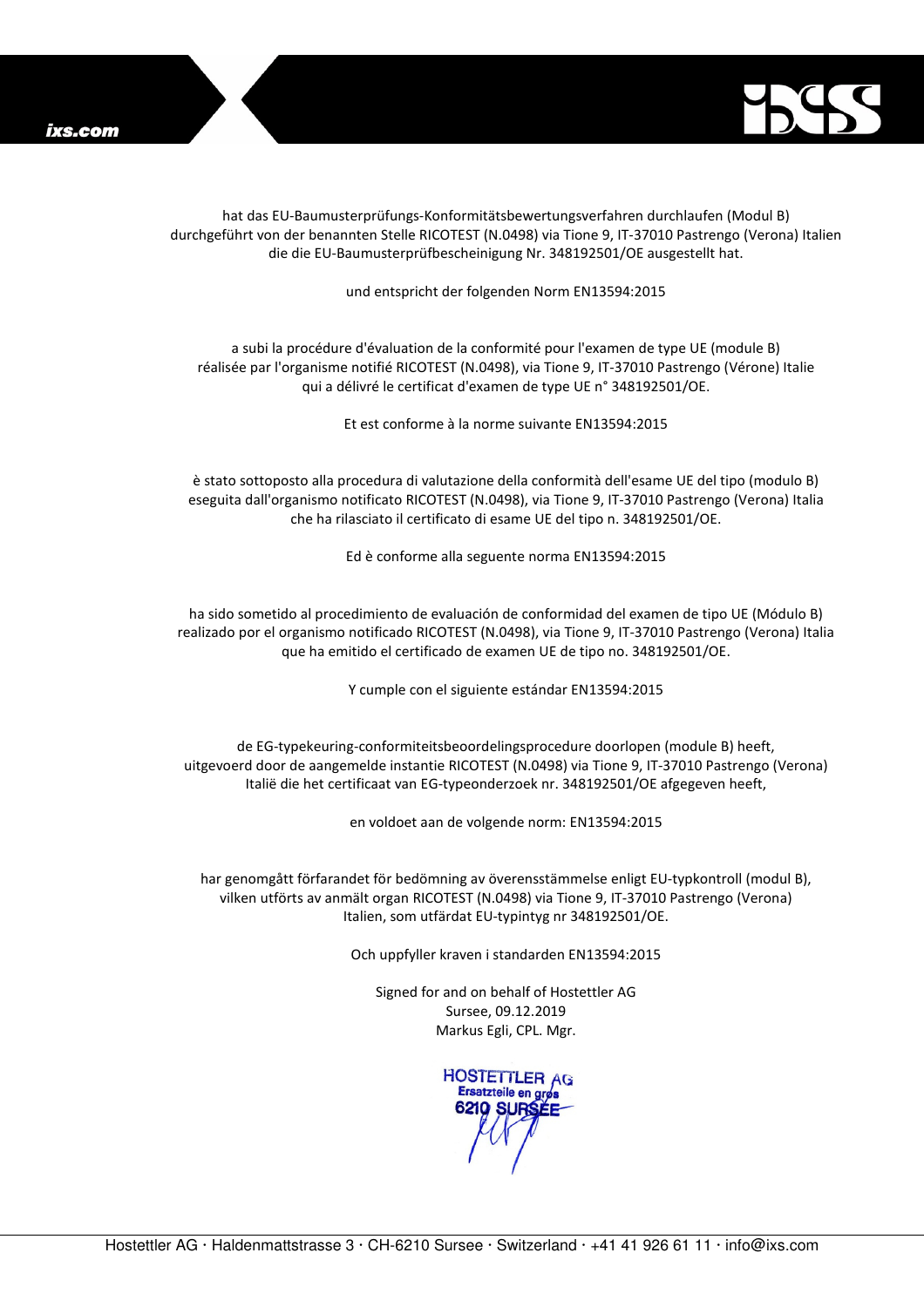hat das EU-Baumusterprüfungs-Konformitätsbewertungsverfahren durchlaufen (Modul B) durchgeführt von der benannten Stelle RICOTEST (N.0498) via Tione 9, IT-37010 Pastrengo (Verona) Italien die die EU-Baumusterprüfbescheinigung Nr. 348192501/OE ausgestellt hat.

und entspricht der folgenden Norm EN13594:2015

a subi la procédure d'évaluation de la conformité pour l'examen de type UE (module B) réalisée par l'organisme notifié RICOTEST (N.0498), via Tione 9, IT-37010 Pastrengo (Vérone) Italie qui a délivré le certificat d'examen de type UE n° 348192501/OE.

Et est conforme à la norme suivante EN13594:2015

è stato sottoposto alla procedura di valutazione della conformità dell'esame UE del tipo (modulo B) eseguita dall'organismo notificato RICOTEST (N.0498), via Tione 9, IT-37010 Pastrengo (Verona) Italia che ha rilasciato il certificato di esame UE del tipo n. 348192501/OE.

Ed è conforme alla seguente norma EN13594:2015

ha sido sometido al procedimiento de evaluación de conformidad del examen de tipo UE (Módulo B) realizado por el organismo notificado RICOTEST (N.0498), via Tione 9, IT-37010 Pastrengo (Verona) Italia que ha emitido el certificado de examen UE de tipo no. 348192501/OE.

Y cumple con el siguiente estándar EN13594:2015

de EG-typekeuring-conformiteitsbeoordelingsprocedure doorlopen (module B) heeft, uitgevoerd door de aangemelde instantie RICOTEST (N.0498) via Tione 9, IT-37010 Pastrengo (Verona) Italië die het certificaat van EG-typeonderzoek nr. 348192501/OE afgegeven heeft,

en voldoet aan de volgende norm: EN13594:2015

har genomgått förfarandet för bedömning av överensstämmelse enligt EU-typkontroll (modul B), vilken utförts av anmält organ RICOTEST (N.0498) via Tione 9, IT-37010 Pastrengo (Verona) Italien, som utfärdat EU-typintyg nr 348192501/OE.

Och uppfyller kraven i standarden EN13594:2015

Signed for and on behalf of Hostettler AG
Sursee, 09.12.2019
Markus Egli, CPL. Mgr.

HOSTETTLER AG
Ersatzteile en gros
6210 SURSEE

Hostettler AG · Haldenmattstrasse 3 · CH-6210 Sursee · Switzerland · +41 41 926 61 11 · info@ixs.com